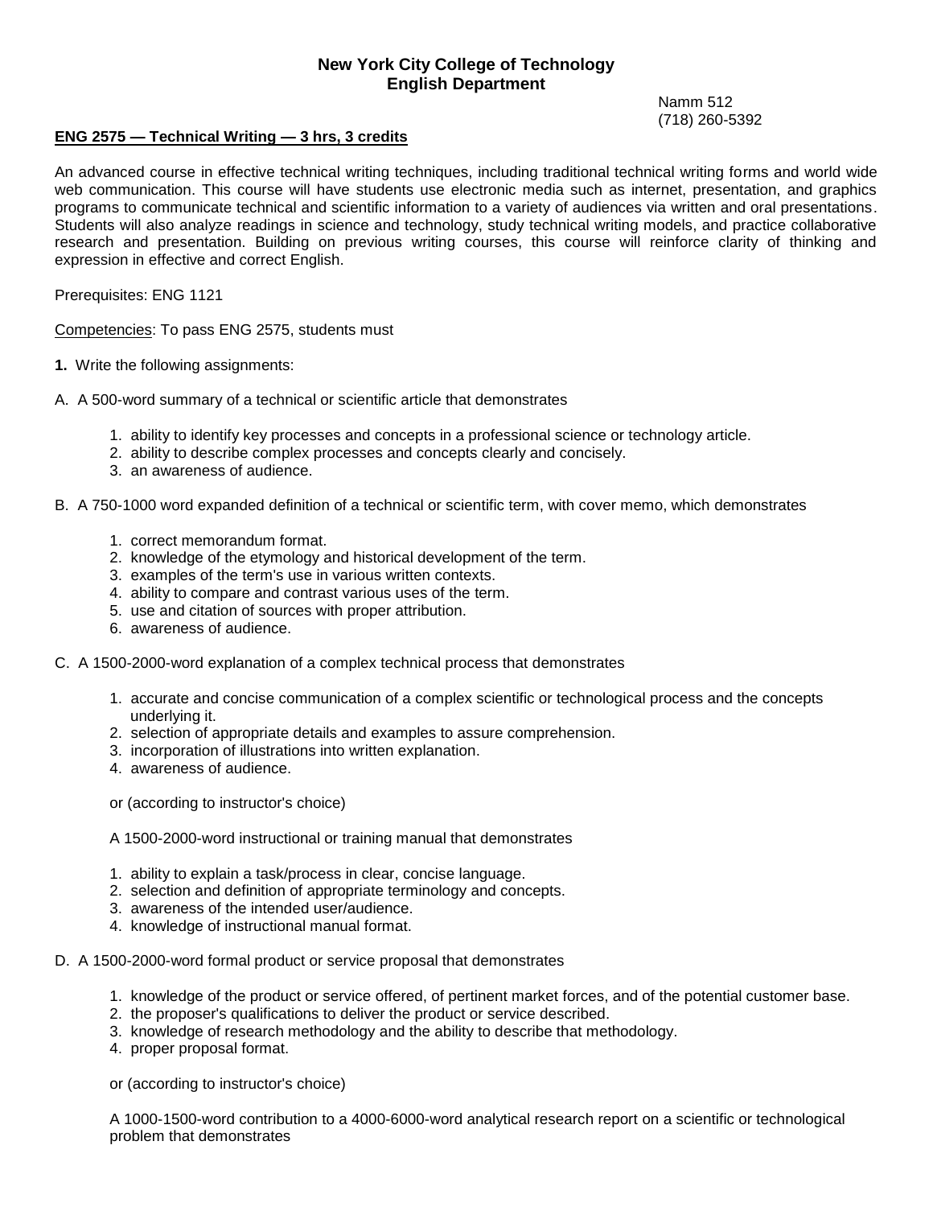**New York City College of Technology**
**English Department**

Namm 512
(718) 260-5392

**ENG 2575 — Technical Writing — 3 hrs, 3 credits**

An advanced course in effective technical writing techniques, including traditional technical writing forms and world wide web communication. This course will have students use electronic media such as internet, presentation, and graphics programs to communicate technical and scientific information to a variety of audiences via written and oral presentations. Students will also analyze readings in science and technology, study technical writing models, and practice collaborative research and presentation. Building on previous writing courses, this course will reinforce clarity of thinking and expression in effective and correct English.

Prerequisites: ENG 1121

Competencies: To pass ENG 2575, students must

**1.** Write the following assignments:

A. A 500-word summary of a technical or scientific article that demonstrates

1. ability to identify key processes and concepts in a professional science or technology article.
2. ability to describe complex processes and concepts clearly and concisely.
3. an awareness of audience.

B. A 750-1000 word expanded definition of a technical or scientific term, with cover memo, which demonstrates

1. correct memorandum format.
2. knowledge of the etymology and historical development of the term.
3. examples of the term's use in various written contexts.
4. ability to compare and contrast various uses of the term.
5. use and citation of sources with proper attribution.
6. awareness of audience.

C. A 1500-2000-word explanation of a complex technical process that demonstrates

1. accurate and concise communication of a complex scientific or technological process and the concepts underlying it.
2. selection of appropriate details and examples to assure comprehension.
3. incorporation of illustrations into written explanation.
4. awareness of audience.

or (according to instructor's choice)

A 1500-2000-word instructional or training manual that demonstrates

1. ability to explain a task/process in clear, concise language.
2. selection and definition of appropriate terminology and concepts.
3. awareness of the intended user/audience.
4. knowledge of instructional manual format.

D. A 1500-2000-word formal product or service proposal that demonstrates

1. knowledge of the product or service offered, of pertinent market forces, and of the potential customer base.
2. the proposer's qualifications to deliver the product or service described.
3. knowledge of research methodology and the ability to describe that methodology.
4. proper proposal format.

or (according to instructor's choice)

A 1000-1500-word contribution to a 4000-6000-word analytical research report on a scientific or technological problem that demonstrates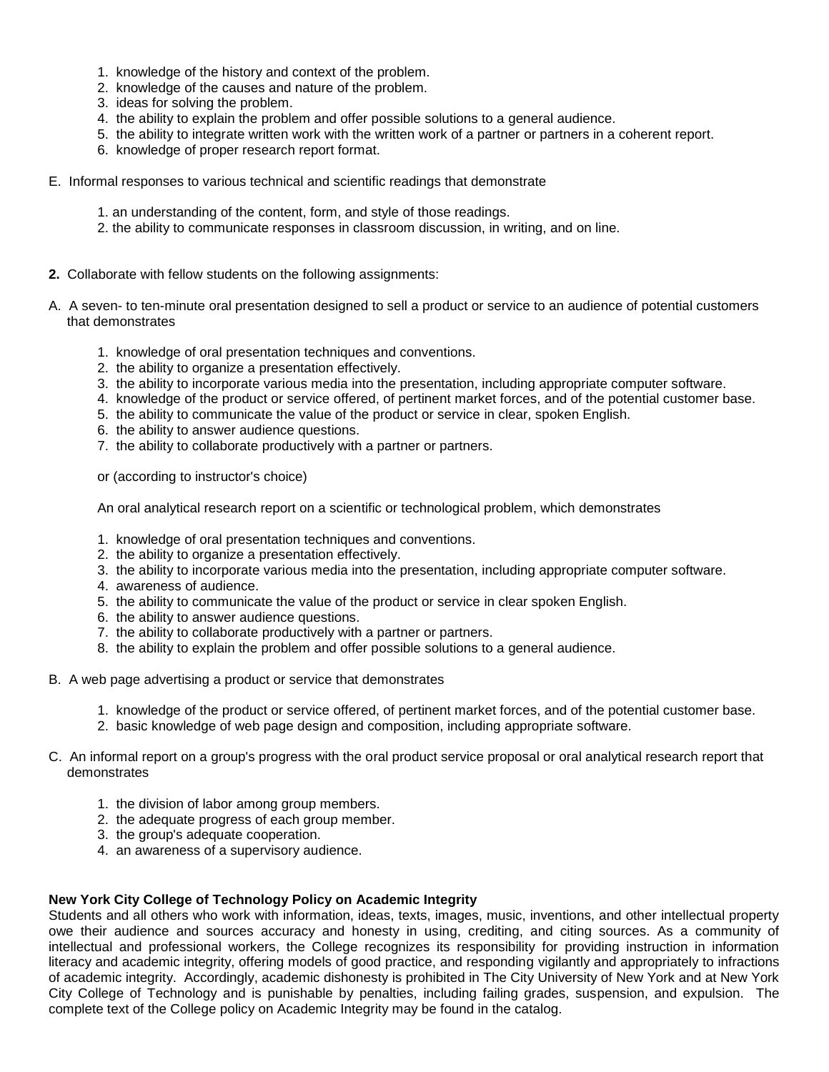1. knowledge of the history and context of the problem.
2. knowledge of the causes and nature of the problem.
3. ideas for solving the problem.
4. the ability to explain the problem and offer possible solutions to a general audience.
5. the ability to integrate written work with the written work of a partner or partners in a coherent report.
6. knowledge of proper research report format.

E. Informal responses to various technical and scientific readings that demonstrate

1. an understanding of the content, form, and style of those readings.
2. the ability to communicate responses in classroom discussion, in writing, and on line.

**2.** Collaborate with fellow students on the following assignments:

A. A seven- to ten-minute oral presentation designed to sell a product or service to an audience of potential customers that demonstrates

1. knowledge of oral presentation techniques and conventions.
2. the ability to organize a presentation effectively.
3. the ability to incorporate various media into the presentation, including appropriate computer software.
4. knowledge of the product or service offered, of pertinent market forces, and of the potential customer base.
5. the ability to communicate the value of the product or service in clear, spoken English.
6. the ability to answer audience questions.
7. the ability to collaborate productively with a partner or partners.

or (according to instructor's choice)

An oral analytical research report on a scientific or technological problem, which demonstrates

1. knowledge of oral presentation techniques and conventions.
2. the ability to organize a presentation effectively.
3. the ability to incorporate various media into the presentation, including appropriate computer software.
4. awareness of audience.
5. the ability to communicate the value of the product or service in clear spoken English.
6. the ability to answer audience questions.
7. the ability to collaborate productively with a partner or partners.
8. the ability to explain the problem and offer possible solutions to a general audience.

B. A web page advertising a product or service that demonstrates

1. knowledge of the product or service offered, of pertinent market forces, and of the potential customer base.
2. basic knowledge of web page design and composition, including appropriate software.

C. An informal report on a group's progress with the oral product service proposal or oral analytical research report that demonstrates

1. the division of labor among group members.
2. the adequate progress of each group member.
3. the group's adequate cooperation.
4. an awareness of a supervisory audience.

**New York City College of Technology Policy on Academic Integrity**

Students and all others who work with information, ideas, texts, images, music, inventions, and other intellectual property owe their audience and sources accuracy and honesty in using, crediting, and citing sources. As a community of intellectual and professional workers, the College recognizes its responsibility for providing instruction in information literacy and academic integrity, offering models of good practice, and responding vigilantly and appropriately to infractions of academic integrity. Accordingly, academic dishonesty is prohibited in The City University of New York and at New York City College of Technology and is punishable by penalties, including failing grades, suspension, and expulsion. The complete text of the College policy on Academic Integrity may be found in the catalog.